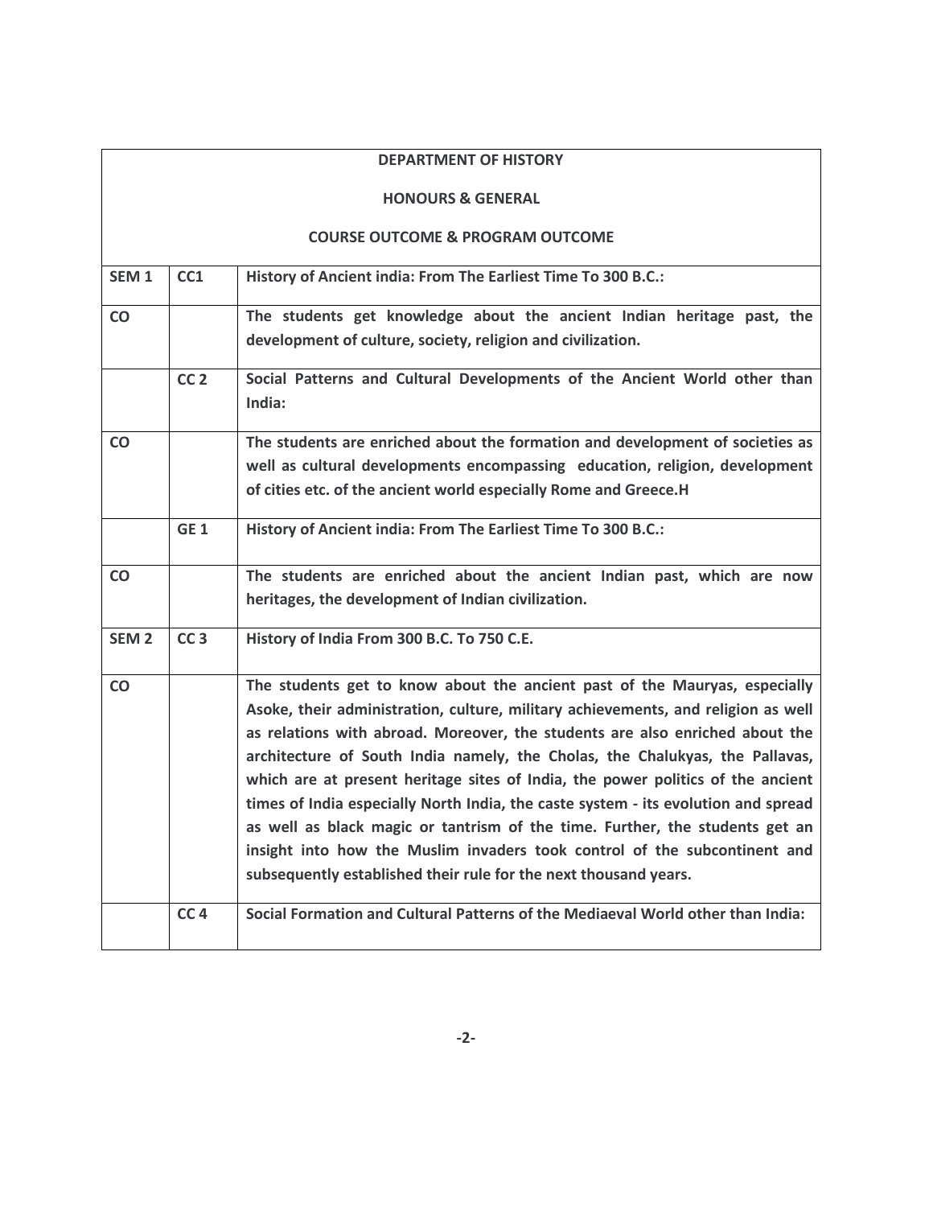| DEPARTMENT OF HISTORY<br>HONOURS & GENERAL<br>COURSE OUTCOME & PROGRAM OUTCOME | | |
|---|---|---|
| **SEM 1** | **CC1** | **History of Ancient india: From The Earliest Time To 300 B.C.:** |
| **CO** | | **The students get knowledge about the ancient Indian heritage past, the development of culture, society, religion and civilization.** |
| | **CC 2** | **Social Patterns and Cultural Developments of the Ancient World other than India:** |
| **CO** | | **The students are enriched about the formation and development of societies as well as cultural developments encompassing education, religion, development of cities etc. of the ancient world especially Rome and Greece.H** |
| | **GE 1** | **History of Ancient india: From The Earliest Time To 300 B.C.:** |
| **CO** | | **The students are enriched about the ancient Indian past, which are now heritages, the development of Indian civilization.** |
| **SEM 2** | **CC 3** | **History of India From 300 B.C. To 750 C.E.** |
| **CO** | | **The students get to know about the ancient past of the Mauryas, especially Asoke, their administration, culture, military achievements, and religion as well as relations with abroad. Moreover, the students are also enriched about the architecture of South India namely, the Cholas, the Chalukyas, the Pallavas, which are at present heritage sites of India, the power politics of the ancient times of India especially North India, the caste system - its evolution and spread as well as black magic or tantrism of the time. Further, the students get an insight into how the Muslim invaders took control of the subcontinent and subsequently established their rule for the next thousand years.** |
| | **CC 4** | **Social Formation and Cultural Patterns of the Mediaeval World other than India:** |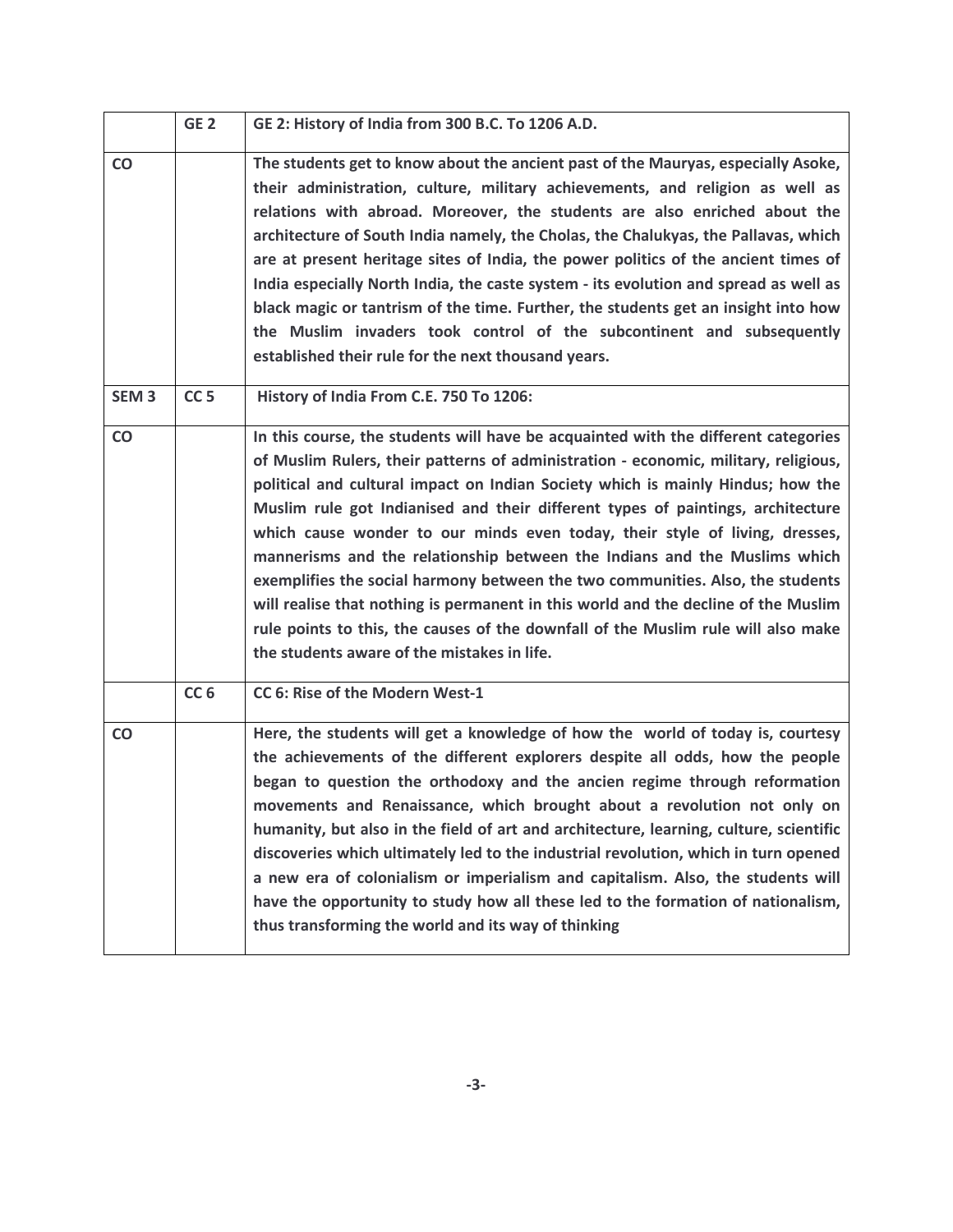|  | GE 2 | GE 2: History of India from 300 B.C. To 1206 A.D. |
|---|---|---|
| CO |  | The students get to know about the ancient past of the Mauryas, especially Asoke, their administration, culture, military achievements, and religion as well as relations with abroad. Moreover, the students are also enriched about the architecture of South India namely, the Cholas, the Chalukyas, the Pallavas, which are at present heritage sites of India, the power politics of the ancient times of India especially North India, the caste system - its evolution and spread as well as black magic or tantrism of the time. Further, the students get an insight into how the Muslim invaders took control of the subcontinent and subsequently established their rule for the next thousand years. |
| SEM 3 | CC 5 | History of India From C.E. 750 To 1206: |
| CO |  | In this course, the students will have be acquainted with the different categories of Muslim Rulers, their patterns of administration - economic, military, religious, political and cultural impact on Indian Society which is mainly Hindus; how the Muslim rule got Indianised and their different types of paintings, architecture which cause wonder to our minds even today, their style of living, dresses, mannerisms and the relationship between the Indians and the Muslims which exemplifies the social harmony between the two communities. Also, the students will realise that nothing is permanent in this world and the decline of the Muslim rule points to this, the causes of the downfall of the Muslim rule will also make the students aware of the mistakes in life. |
|  | CC 6 | CC 6: Rise of the Modern West-1 |
| CO |  | Here, the students will get a knowledge of how the world of today is, courtesy the achievements of the different explorers despite all odds, how the people began to question the orthodoxy and the ancien regime through reformation movements and Renaissance, which brought about a revolution not only on humanity, but also in the field of art and architecture, learning, culture, scientific discoveries which ultimately led to the industrial revolution, which in turn opened a new era of colonialism or imperialism and capitalism. Also, the students will have the opportunity to study how all these led to the formation of nationalism, thus transforming the world and its way of thinking |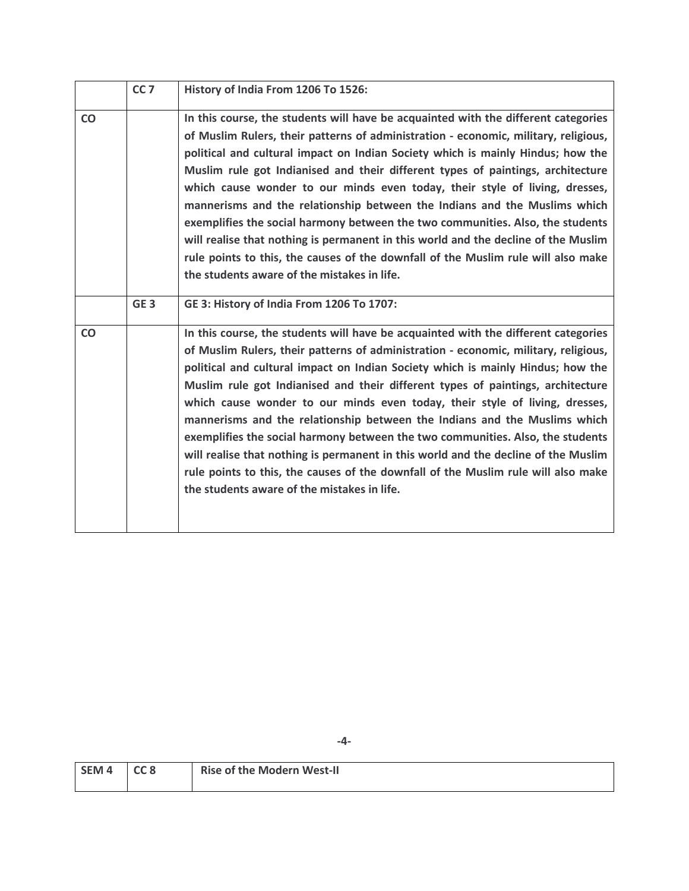| | CC 7 | History of India From 1206 To 1526: |
|---|---|---|
| CO | | In this course, the students will have be acquainted with the different categories of Muslim Rulers, their patterns of administration - economic, military, religious, political and cultural impact on Indian Society which is mainly Hindus; how the Muslim rule got Indianised and their different types of paintings, architecture which cause wonder to our minds even today, their style of living, dresses, mannerisms and the relationship between the Indians and the Muslims which exemplifies the social harmony between the two communities. Also, the students will realise that nothing is permanent in this world and the decline of the Muslim rule points to this, the causes of the downfall of the Muslim rule will also make the students aware of the mistakes in life. |
| | GE 3 | GE 3: History of India From 1206 To 1707: |
| CO | | In this course, the students will have be acquainted with the different categories of Muslim Rulers, their patterns of administration - economic, military, religious, political and cultural impact on Indian Society which is mainly Hindus; how the Muslim rule got Indianised and their different types of paintings, architecture which cause wonder to our minds even today, their style of living, dresses, mannerisms and the relationship between the Indians and the Muslims which exemplifies the social harmony between the two communities. Also, the students will realise that nothing is permanent in this world and the decline of the Muslim rule points to this, the causes of the downfall of the Muslim rule will also make the students aware of the mistakes in life. |

| SEM 4 | CC 8 | Rise of the Modern West-II |
|---|---|---|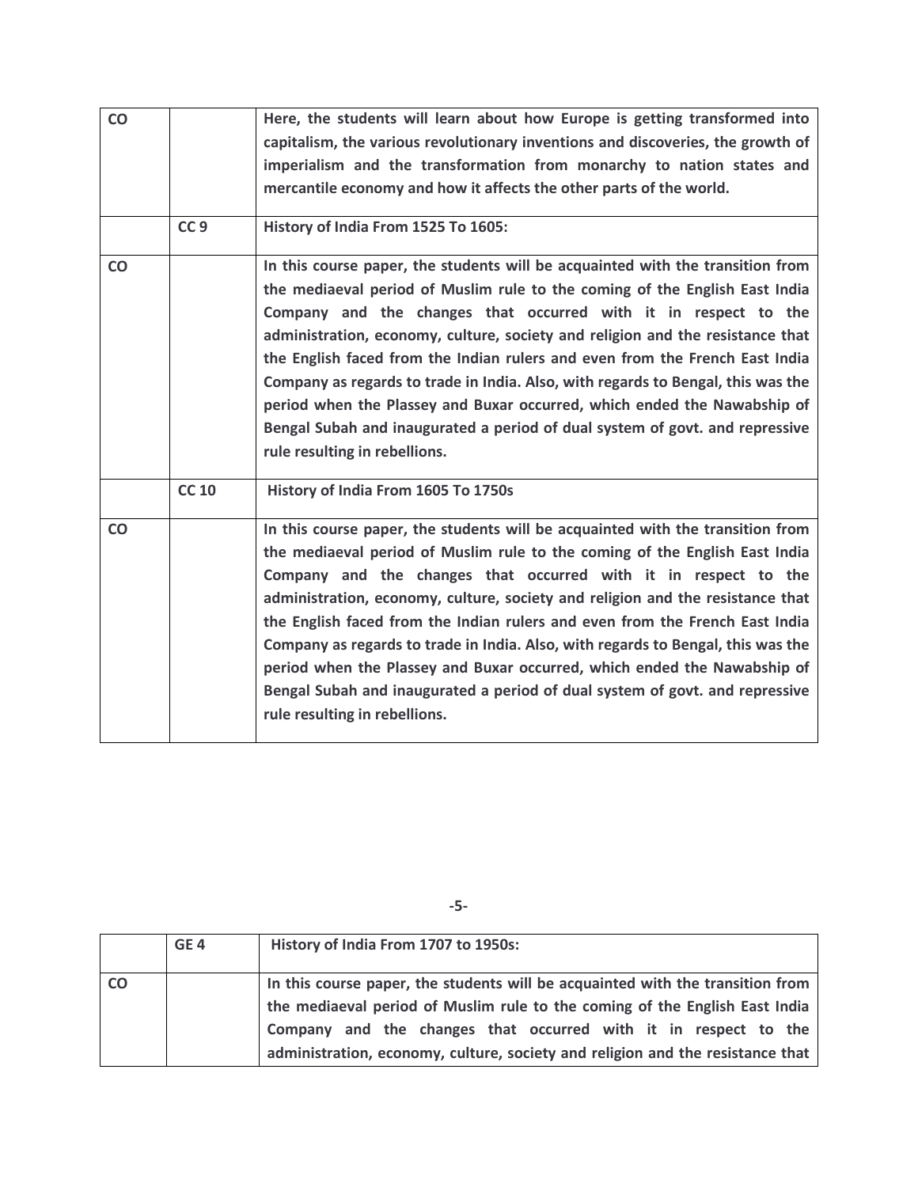| | | |
|---|---|---|
| **CO** | | **Here, the students will learn about how Europe is getting transformed into capitalism, the various revolutionary inventions and discoveries, the growth of imperialism and the transformation from monarchy to nation states and mercantile economy and how it affects the other parts of the world.** |
| | **CC 9** | **History of India From 1525 To 1605:** |
| **CO** | | **In this course paper, the students will be acquainted with the transition from the mediaeval period of Muslim rule to the coming of the English East India Company and the changes that occurred with it in respect to the administration, economy, culture, society and religion and the resistance that the English faced from the Indian rulers and even from the French East India Company as regards to trade in India. Also, with regards to Bengal, this was the period when the Plassey and Buxar occurred, which ended the Nawabship of Bengal Subah and inaugurated a period of dual system of govt. and repressive rule resulting in rebellions.** |
| | **CC 10** | **History of India From 1605 To 1750s** |
| **CO** | | **In this course paper, the students will be acquainted with the transition from the mediaeval period of Muslim rule to the coming of the English East India Company and the changes that occurred with it in respect to the administration, economy, culture, society and religion and the resistance that the English faced from the Indian rulers and even from the French East India Company as regards to trade in India. Also, with regards to Bengal, this was the period when the Plassey and Buxar occurred, which ended the Nawabship of Bengal Subah and inaugurated a period of dual system of govt. and repressive rule resulting in rebellions.** |

| | | |
|---|---|---|
| | **GE 4** | **History of India From 1707 to 1950s:** |
| **CO** | | **In this course paper, the students will be acquainted with the transition from the mediaeval period of Muslim rule to the coming of the English East India Company and the changes that occurred with it in respect to the administration, economy, culture, society and religion and the resistance that** |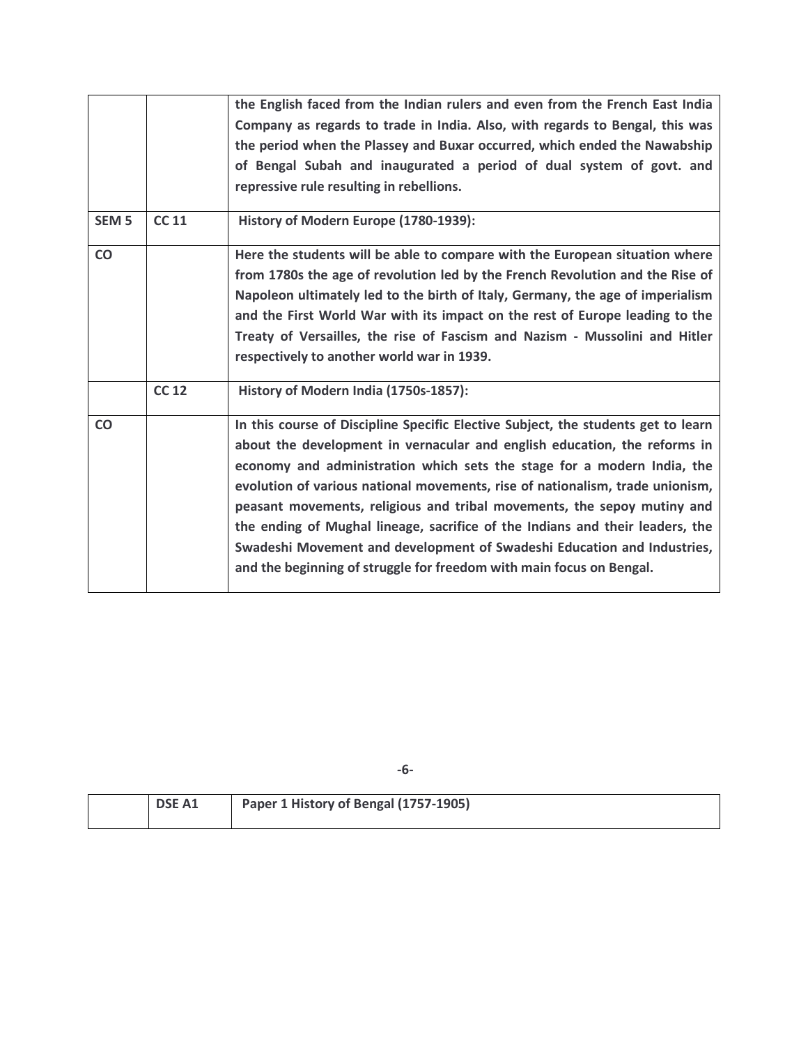|  |  |  |
|---|---|---|
|  |  | **the English faced from the Indian rulers and even from the French East India Company as regards to trade in India. Also, with regards to Bengal, this was the period when the Plassey and Buxar occurred, which ended the Nawabship of Bengal Subah and inaugurated a period of dual system of govt. and repressive rule resulting in rebellions.** |
| **SEM 5** | **CC 11** | **History of Modern Europe (1780-1939):** |
| **CO** |  | **Here the students will be able to compare with the European situation where from 1780s the age of revolution led by the French Revolution and the Rise of Napoleon ultimately led to the birth of Italy, Germany, the age of imperialism and the First World War with its impact on the rest of Europe leading to the Treaty of Versailles, the rise of Fascism and Nazism - Mussolini and Hitler respectively to another world war in 1939.** |
|  | **CC 12** | **History of Modern India (1750s-1857):** |
| **CO** |  | **In this course of Discipline Specific Elective Subject, the students get to learn about the development in vernacular and english education, the reforms in economy and administration which sets the stage for a modern India, the evolution of various national movements, rise of nationalism, trade unionism, peasant movements, religious and tribal movements, the sepoy mutiny and the ending of Mughal lineage, sacrifice of the Indians and their leaders, the Swadeshi Movement and development of Swadeshi Education and Industries, and the beginning of struggle for freedom with main focus on Bengal.** |

|  |  |  |
|---|---|---|
|  | **DSE A1** | **Paper 1 History of Bengal (1757-1905)** |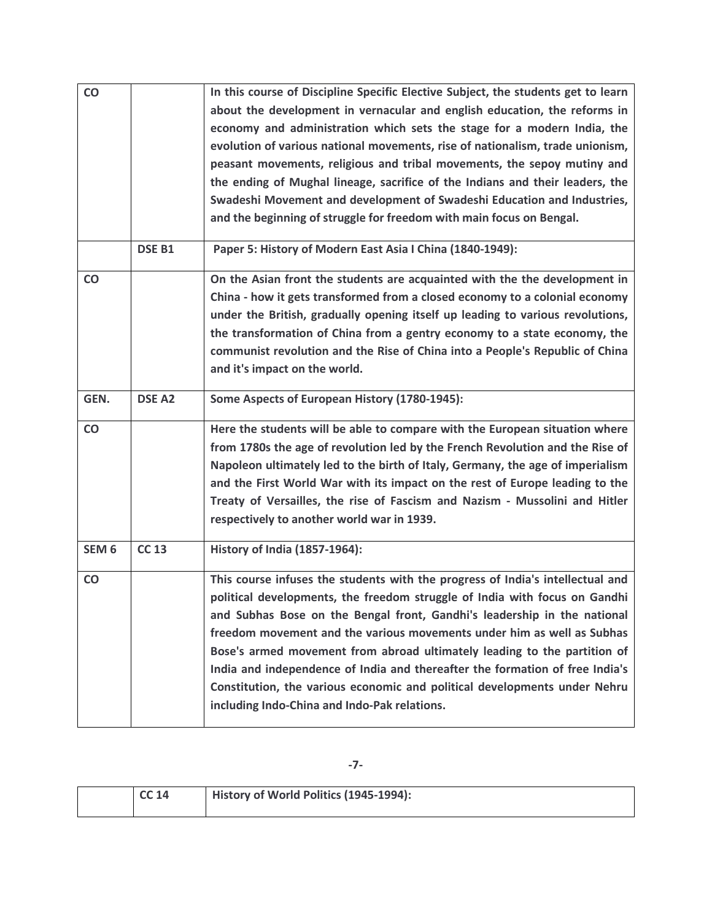| | | |
|---|---|---|
| **CO** | | **In this course of Discipline Specific Elective Subject, the students get to learn about the development in vernacular and english education, the reforms in economy and administration which sets the stage for a modern India, the evolution of various national movements, rise of nationalism, trade unionism, peasant movements, religious and tribal movements, the sepoy mutiny and the ending of Mughal lineage, sacrifice of the Indians and their leaders, the Swadeshi Movement and development of Swadeshi Education and Industries, and the beginning of struggle for freedom with main focus on Bengal.** |
| | **DSE B1** | **Paper 5: History of Modern East Asia I China (1840-1949):** |
| **CO** | | **On the Asian front the students are acquainted with the the development in China - how it gets transformed from a closed economy to a colonial economy under the British, gradually opening itself up leading to various revolutions, the transformation of China from a gentry economy to a state economy, the communist revolution and the Rise of China into a People's Republic of China and it's impact on the world.** |
| **GEN.** | **DSE A2** | **Some Aspects of European History (1780-1945):** |
| **CO** | | **Here the students will be able to compare with the European situation where from 1780s the age of revolution led by the French Revolution and the Rise of Napoleon ultimately led to the birth of Italy, Germany, the age of imperialism and the First World War with its impact on the rest of Europe leading to the Treaty of Versailles, the rise of Fascism and Nazism - Mussolini and Hitler respectively to another world war in 1939.** |
| **SEM 6** | **CC 13** | **History of India (1857-1964):** |
| **CO** | | **This course infuses the students with the progress of India's intellectual and political developments, the freedom struggle of India with focus on Gandhi and Subhas Bose on the Bengal front, Gandhi's leadership in the national freedom movement and the various movements under him as well as Subhas Bose's armed movement from abroad ultimately leading to the partition of India and independence of India and thereafter the formation of free India's Constitution, the various economic and political developments under Nehru including Indo-China and Indo-Pak relations.** |

| | | |
|---|---|---|
| | **CC 14** | **History of World Politics (1945-1994):** |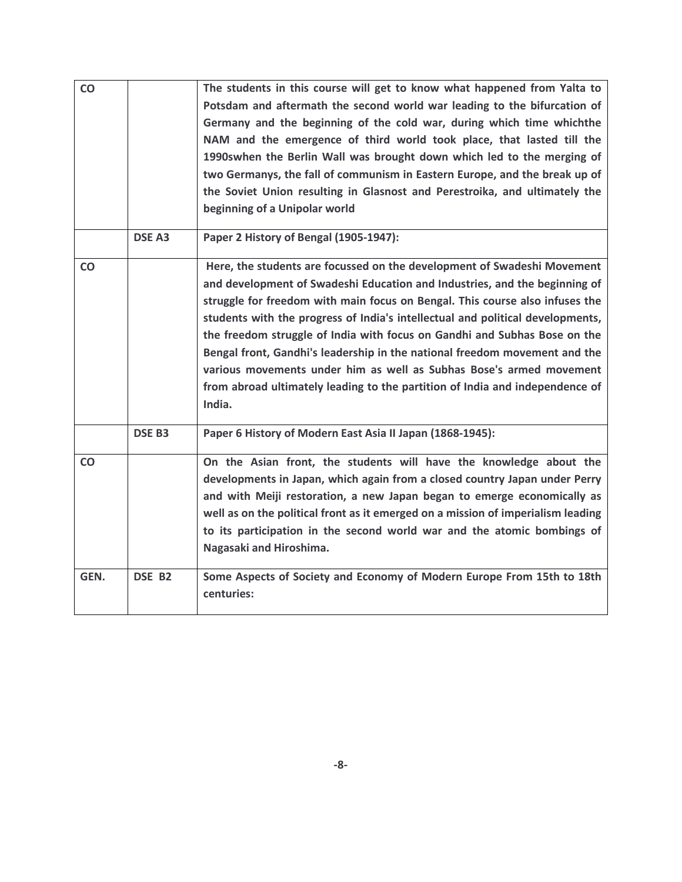| | | |
|---|---|---|
| **CO** | | **The students in this course will get to know what happened from Yalta to Potsdam and aftermath the second world war leading to the bifurcation of Germany and the beginning of the cold war, during which time whichthe NAM and the emergence of third world took place, that lasted till the 1990swhen the Berlin Wall was brought down which led to the merging of two Germanys, the fall of communism in Eastern Europe, and the break up of the Soviet Union resulting in Glasnost and Perestroika, and ultimately the beginning of a Unipolar world** |
| | **DSE A3** | **Paper 2 History of Bengal (1905-1947):** |
| **CO** | | **Here, the students are focussed on the development of Swadeshi Movement and development of Swadeshi Education and Industries, and the beginning of struggle for freedom with main focus on Bengal. This course also infuses the students with the progress of India's intellectual and political developments, the freedom struggle of India with focus on Gandhi and Subhas Bose on the Bengal front, Gandhi's leadership in the national freedom movement and the various movements under him as well as Subhas Bose's armed movement from abroad ultimately leading to the partition of India and independence of India.** |
| | **DSE B3** | **Paper 6 History of Modern East Asia II Japan (1868-1945):** |
| **CO** | | **On the Asian front, the students will have the knowledge about the developments in Japan, which again from a closed country Japan under Perry and with Meiji restoration, a new Japan began to emerge economically as well as on the political front as it emerged on a mission of imperialism leading to its participation in the second world war and the atomic bombings of Nagasaki and Hiroshima.** |
| **GEN.** | **DSE B2** | **Some Aspects of Society and Economy of Modern Europe From 15th to 18th centuries:** |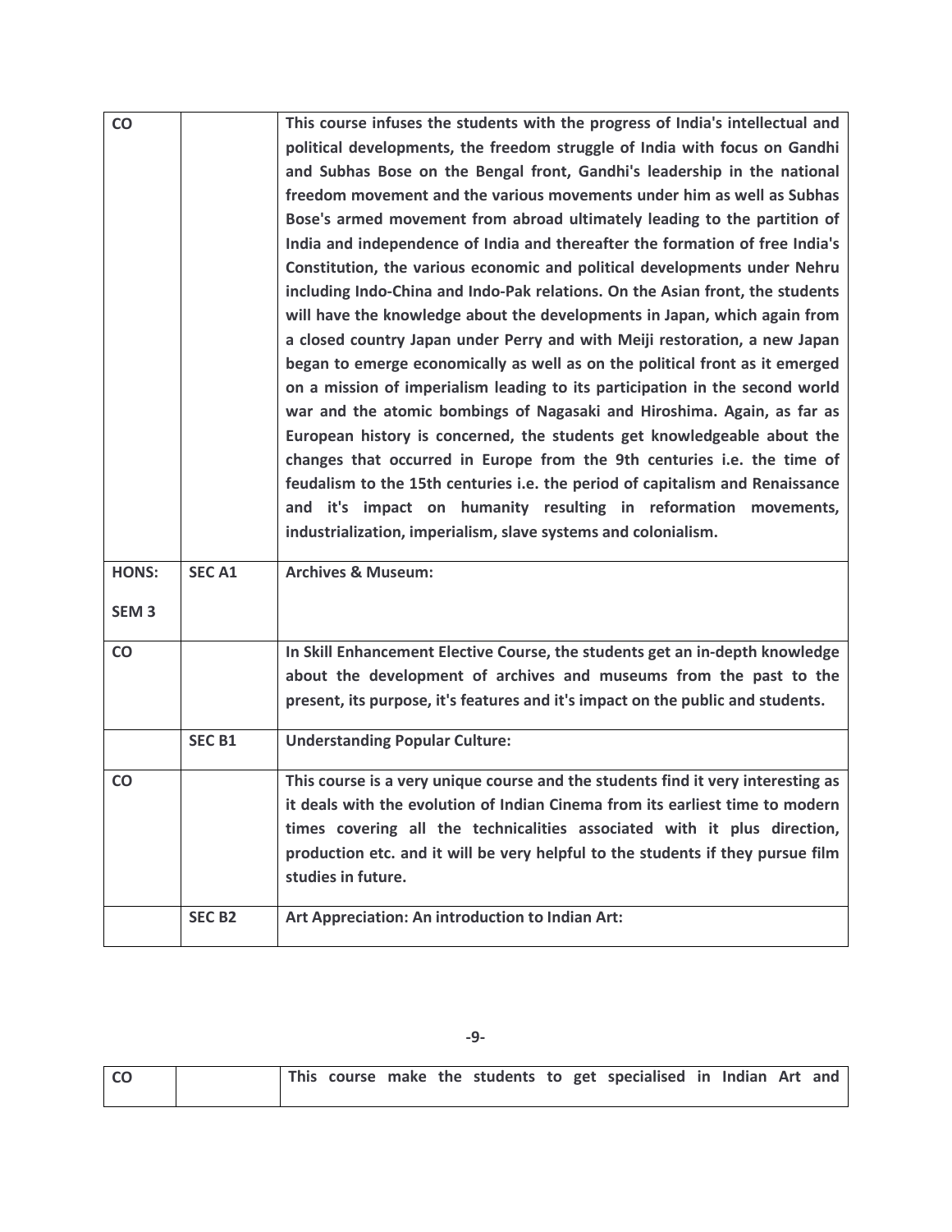| | | |
|---|---|---|
| **CO** | | **This course infuses the students with the progress of India's intellectual and political developments, the freedom struggle of India with focus on Gandhi and Subhas Bose on the Bengal front, Gandhi's leadership in the national freedom movement and the various movements under him as well as Subhas Bose's armed movement from abroad ultimately leading to the partition of India and independence of India and thereafter the formation of free India's Constitution, the various economic and political developments under Nehru including Indo-China and Indo-Pak relations. On the Asian front, the students will have the knowledge about the developments in Japan, which again from a closed country Japan under Perry and with Meiji restoration, a new Japan began to emerge economically as well as on the political front as it emerged on a mission of imperialism leading to its participation in the second world war and the atomic bombings of Nagasaki and Hiroshima. Again, as far as European history is concerned, the students get knowledgeable about the changes that occurred in Europe from the 9th centuries i.e. the time of feudalism to the 15th centuries i.e. the period of capitalism and Renaissance and it's impact on humanity resulting in reformation movements, industrialization, imperialism, slave systems and colonialism.** |
| **HONS: SEM 3** | **SEC A1** | **Archives & Museum:** |
| **CO** | | **In Skill Enhancement Elective Course, the students get an in-depth knowledge about the development of archives and museums from the past to the present, its purpose, it's features and it's impact on the public and students.** |
| | **SEC B1** | **Understanding Popular Culture:** |
| **CO** | | **This course is a very unique course and the students find it very interesting as it deals with the evolution of Indian Cinema from its earliest time to modern times covering all the technicalities associated with it plus direction, production etc. and it will be very helpful to the students if they pursue film studies in future.** |
| | **SEC B2** | **Art Appreciation: An introduction to Indian Art:** |
| **CO** | | **This course make the students to get specialised in Indian Art and** |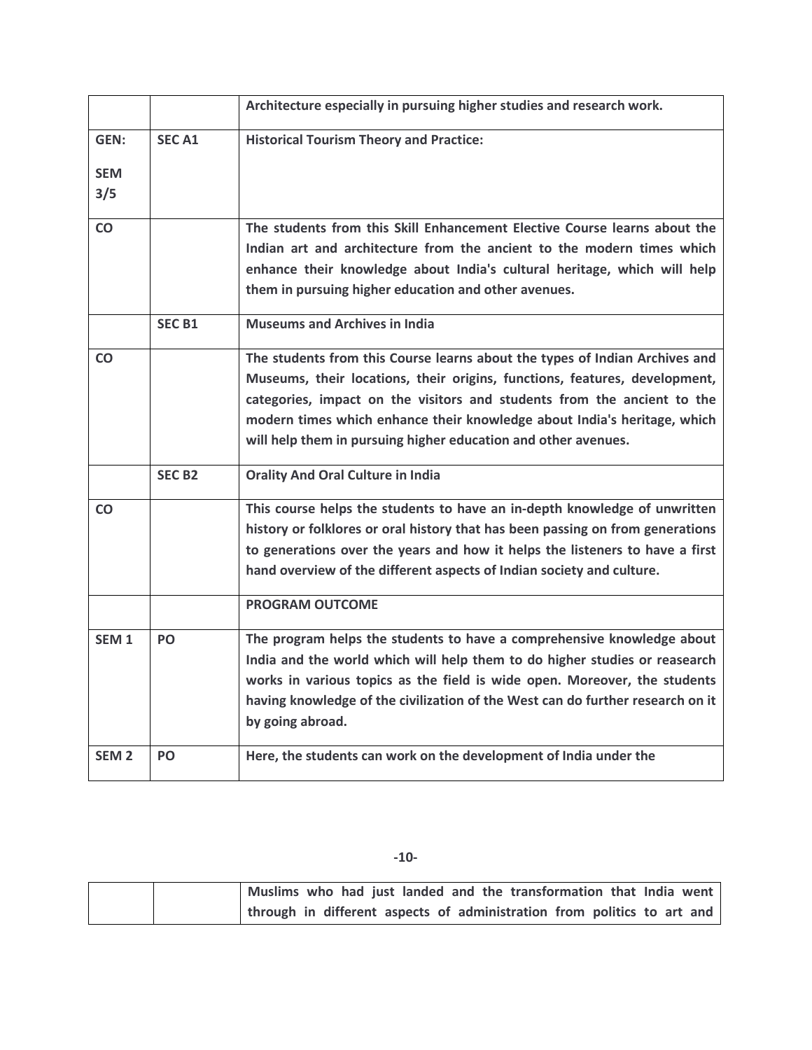| | | |
|---|---|---|
| | | **Architecture especially in pursuing higher studies and research work.** |
| **GEN: SEM 3/5** | **SEC A1** | **Historical Tourism Theory and Practice:** |
| **CO** | | **The students from this Skill Enhancement Elective Course learns about the Indian art and architecture from the ancient to the modern times which enhance their knowledge about India's cultural heritage, which will help them in pursuing higher education and other avenues.** |
| | **SEC B1** | **Museums and Archives in India** |
| **CO** | | **The students from this Course learns about the types of Indian Archives and Museums, their locations, their origins, functions, features, development, categories, impact on the visitors and students from the ancient to the modern times which enhance their knowledge about India's heritage, which will help them in pursuing higher education and other avenues.** |
| | **SEC B2** | **Orality And Oral Culture in India** |
| **CO** | | **This course helps the students to have an in-depth knowledge of unwritten history or folklores or oral history that has been passing on from generations to generations over the years and how it helps the listeners to have a first hand overview of the different aspects of Indian society and culture.** |
| | | **PROGRAM OUTCOME** |
| **SEM 1** | **PO** | **The program helps the students to have a comprehensive knowledge about India and the world which will help them to do higher studies or reasearch works in various topics as the field is wide open. Moreover, the students having knowledge of the civilization of the West can do further research on it by going abroad.** |
| **SEM 2** | **PO** | **Here, the students can work on the development of India under the Muslims who had just landed and the transformation that India went through in different aspects of administration from politics to art and** |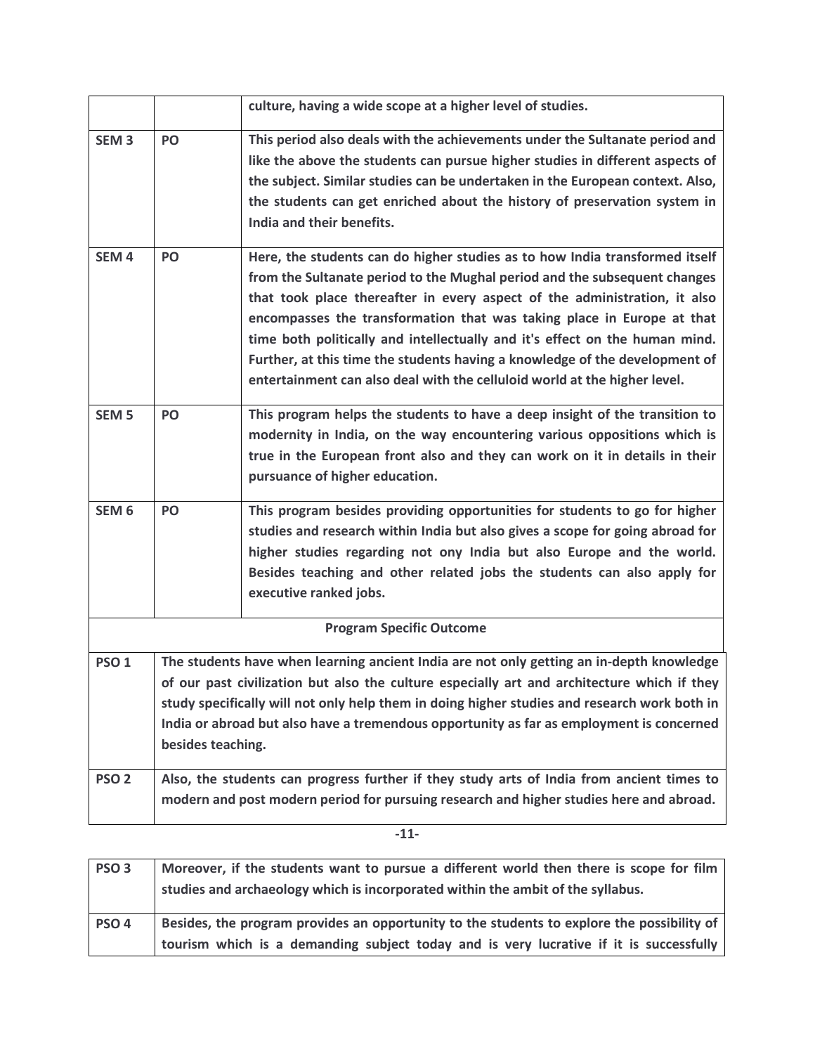| | | |
|---|---|---|
| | | **culture, having a wide scope at a higher level of studies.** |
| **SEM 3** | **PO** | **This period also deals with the achievements under the Sultanate period and like the above the students can pursue higher studies in different aspects of the subject. Similar studies can be undertaken in the European context. Also, the students can get enriched about the history of preservation system in India and their benefits.** |
| **SEM 4** | **PO** | **Here, the students can do higher studies as to how India transformed itself from the Sultanate period to the Mughal period and the subsequent changes that took place thereafter in every aspect of the administration, it also encompasses the transformation that was taking place in Europe at that time both politically and intellectually and it's effect on the human mind. Further, at this time the students having a knowledge of the development of entertainment can also deal with the celluloid world at the higher level.** |
| **SEM 5** | **PO** | **This program helps the students to have a deep insight of the transition to modernity in India, on the way encountering various oppositions which is true in the European front also and they can work on it in details in their pursuance of higher education.** |
| **SEM 6** | **PO** | **This program besides providing opportunities for students to go for higher studies and research within India but also gives a scope for going abroad for higher studies regarding not ony India but also Europe and the world. Besides teaching and other related jobs the students can also apply for executive ranked jobs.** |

| **Program Specific Outcome** | |
|---|---|
| **PSO 1** | **The students have when learning ancient India are not only getting an in-depth knowledge of our past civilization but also the culture especially art and architecture which if they study specifically will not only help them in doing higher studies and research work both in India or abroad but also have a tremendous opportunity as far as employment is concerned besides teaching.** |
| **PSO 2** | **Also, the students can progress further if they study arts of India from ancient times to modern and post modern period for pursuing research and higher studies here and abroad.** |
| **PSO 3** | **Moreover, if the students want to pursue a different world then there is scope for film studies and archaeology which is incorporated within the ambit of the syllabus.** |
| **PSO 4** | **Besides, the program provides an opportunity to the students to explore the possibility of tourism which is a demanding subject today and is very lucrative if it is successfully** |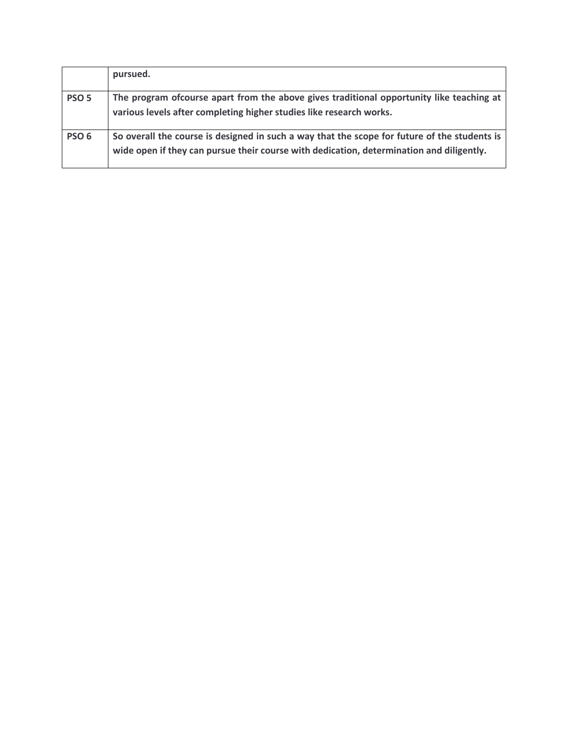| | |
|---|---|
| | **pursued.** |
| **PSO 5** | **The program ofcourse apart from the above gives traditional opportunity like teaching at various levels after completing higher studies like research works.** |
| **PSO 6** | **So overall the course is designed in such a way that the scope for future of the students is wide open if they can pursue their course with dedication, determination and diligently.** |